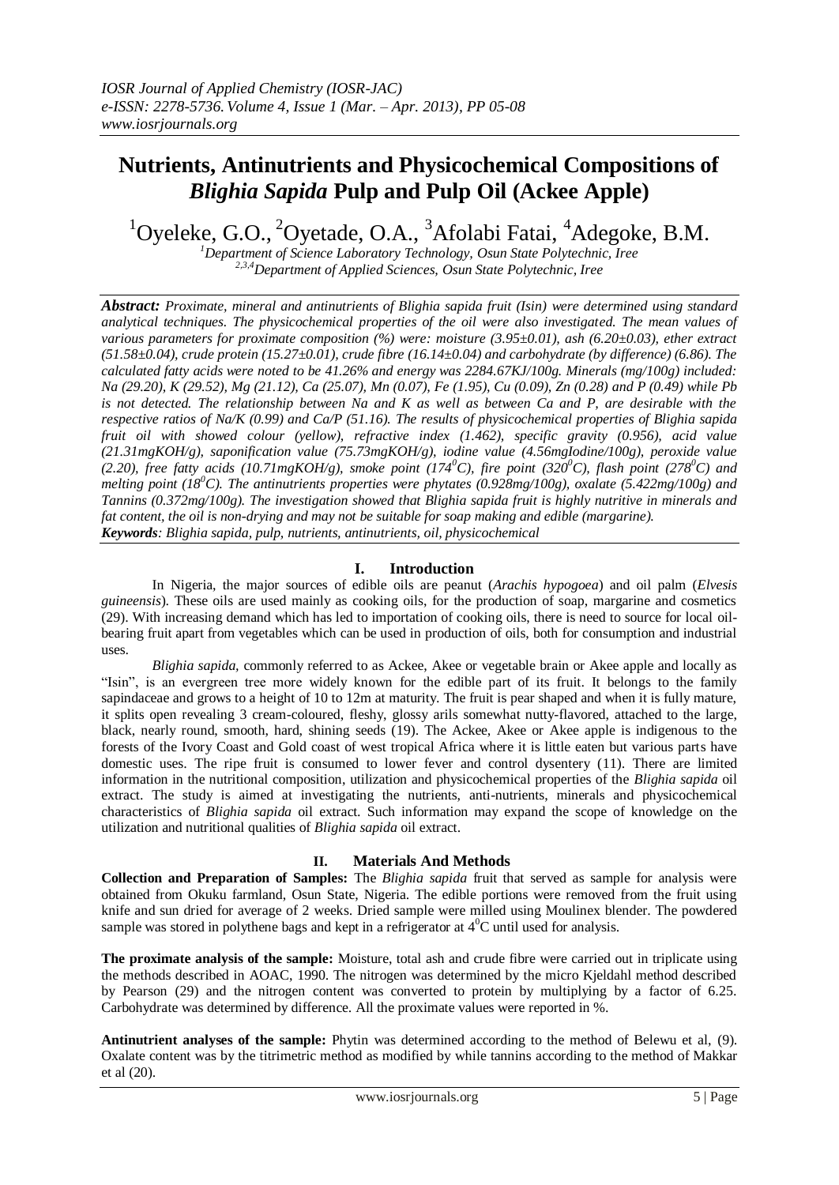# Nutrients, Antinutrients and Physicochemical Compositions of *Blighia Sapida* Pulp and Pulp Oil (Ackee Apple)

[1]Oyeleke, G.O., [2]Oyetade, O.A., [3]Afolabi Fatai, [4]Adegoke, B.M.

[1]*Department of Science Laboratory Technology, Osun State Polytechnic, Iree*
[2,3,4]*Department of Applied Sciences, Osun State Polytechnic, Iree*

***Abstract:*** *Proximate, mineral and antinutrients of Blighia sapida fruit (Isin) were determined using standard analytical techniques. The physicochemical properties of the oil were also investigated. The mean values of various parameters for proximate composition (%) were: moisture (3.95±0.01), ash (6.20±0.03), ether extract (51.58±0.04), crude protein (15.27±0.01), crude fibre (16.14±0.04) and carbohydrate (by difference) (6.86). The calculated fatty acids were noted to be 41.26% and energy was 2284.67KJ/100g. Minerals (mg/100g) included: Na (29.20), K (29.52), Mg (21.12), Ca (25.07), Mn (0.07), Fe (1.95), Cu (0.09), Zn (0.28) and P (0.49) while Pb is not detected. The relationship between Na and K as well as between Ca and P, are desirable with the respective ratios of Na/K (0.99) and Ca/P (51.16). The results of physicochemical properties of Blighia sapida fruit oil with showed colour (yellow), refractive index (1.462), specific gravity (0.956), acid value (21.31mgKOH/g), saponification value (75.73mgKOH/g), iodine value (4.56mgIodine/100g), peroxide value (2.20), free fatty acids (10.71mgKOH/g), smoke point (174$^0$C), fire point (320$^0$C), flash point (278$^0$C) and melting point (18$^0$C). The antinutrients properties were phytates (0.928mg/100g), oxalate (5.422mg/100g) and Tannins (0.372mg/100g). The investigation showed that Blighia sapida fruit is highly nutritive in minerals and fat content, the oil is non-drying and may not be suitable for soap making and edible (margarine).*

***Keywords****: Blighia sapida, pulp, nutrients, antinutrients, oil, physicochemical*

## I. Introduction

In Nigeria, the major sources of edible oils are peanut (*Arachis hypogoea*) and oil palm (*Elvesis guineensis*). These oils are used mainly as cooking oils, for the production of soap, margarine and cosmetics (29). With increasing demand which has led to importation of cooking oils, there is need to source for local oil-bearing fruit apart from vegetables which can be used in production of oils, both for consumption and industrial uses.

*Blighia sapida,* commonly referred to as Ackee, Akee or vegetable brain or Akee apple and locally as "Isin", is an evergreen tree more widely known for the edible part of its fruit. It belongs to the family sapindaceae and grows to a height of 10 to 12m at maturity. The fruit is pear shaped and when it is fully mature, it splits open revealing 3 cream-coloured, fleshy, glossy arils somewhat nutty-flavored, attached to the large, black, nearly round, smooth, hard, shining seeds (19). The Ackee, Akee or Akee apple is indigenous to the forests of the Ivory Coast and Gold coast of west tropical Africa where it is little eaten but various parts have domestic uses. The ripe fruit is consumed to lower fever and control dysentery (11). There are limited information in the nutritional composition, utilization and physicochemical properties of the *Blighia sapida* oil extract. The study is aimed at investigating the nutrients, anti-nutrients, minerals and physicochemical characteristics of *Blighia sapida* oil extract. Such information may expand the scope of knowledge on the utilization and nutritional qualities of *Blighia sapida* oil extract.

## II. Materials And Methods

**Collection and Preparation of Samples:** The *Blighia sapida* fruit that served as sample for analysis were obtained from Okuku farmland, Osun State, Nigeria. The edible portions were removed from the fruit using knife and sun dried for average of 2 weeks. Dried sample were milled using Moulinex blender. The powdered sample was stored in polythene bags and kept in a refrigerator at 4$^0$C until used for analysis.

**The proximate analysis of the sample:** Moisture, total ash and crude fibre were carried out in triplicate using the methods described in AOAC, 1990. The nitrogen was determined by the micro Kjeldahl method described by Pearson (29) and the nitrogen content was converted to protein by multiplying by a factor of 6.25. Carbohydrate was determined by difference. All the proximate values were reported in %.

**Antinutrient analyses of the sample:** Phytin was determined according to the method of Belewu et al, (9). Oxalate content was by the titrimetric method as modified by while tannins according to the method of Makkar et al (20).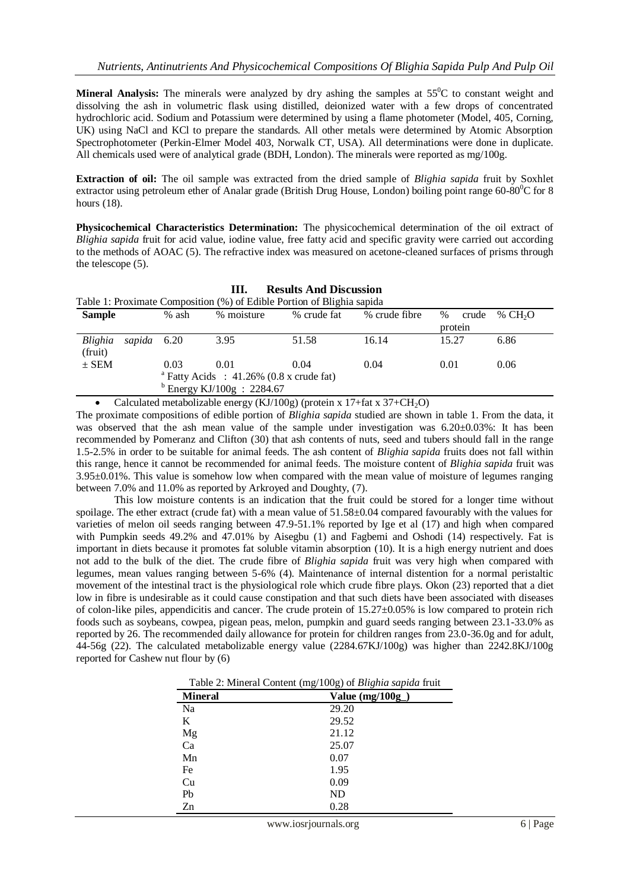**Mineral Analysis:** The minerals were analyzed by dry ashing the samples at $55^0$C to constant weight and dissolving the ash in volumetric flask using distilled, deionized water with a few drops of concentrated hydrochloric acid. Sodium and Potassium were determined by using a flame photometer (Model, 405, Corning, UK) using NaCl and KCl to prepare the standards. All other metals were determined by Atomic Absorption Spectrophotometer (Perkin-Elmer Model 403, Norwalk CT, USA). All determinations were done in duplicate. All chemicals used were of analytical grade (BDH, London). The minerals were reported as mg/100g.

**Extraction of oil:** The oil sample was extracted from the dried sample of *Blighia sapida* fruit by Soxhlet extractor using petroleum ether of Analar grade (British Drug House, London) boiling point range 60-$80^0$C for 8 hours (18).

**Physicochemical Characteristics Determination:** The physicochemical determination of the oil extract of *Blighia sapida* fruit for acid value, iodine value, free fatty acid and specific gravity were carried out according to the methods of AOAC (5). The refractive index was measured on acetone-cleaned surfaces of prisms through the telescope (5).

## III. Results And Discussion

Table 1: Proximate Composition (%) of Edible Portion of Blighia sapida

| Sample | % ash | % moisture | % crude fat | % crude fibre | % crude protein | % $CH_2O$ |
|---|---|---|---|---|---|---|
| *Blighia sapida* (fruit) | 6.20 | 3.95 | 51.58 | 16.14 | 15.27 | 6.86 |
| ± SEM | 0.03 | 0.01 | 0.04 | 0.04 | 0.01 | 0.06 |

[a] Fatty Acids : 41.26% (0.8 x crude fat)

[b] Energy KJ/100g : 2284.67

- Calculated metabolizable energy (KJ/100g) (protein x 17+fat x 37+$CH_2O$)

The proximate compositions of edible portion of *Blighia sapida* studied are shown in table 1. From the data, it was observed that the ash mean value of the sample under investigation was 6.20±0.03%: It has been recommended by Pomeranz and Clifton (30) that ash contents of nuts, seed and tubers should fall in the range 1.5-2.5% in order to be suitable for animal feeds. The ash content of *Blighia sapida* fruits does not fall within this range, hence it cannot be recommended for animal feeds. The moisture content of *Blighia sapida* fruit was 3.95±0.01%. This value is somehow low when compared with the mean value of moisture of legumes ranging between 7.0% and 11.0% as reported by Arkroyed and Doughty, (7).

This low moisture contents is an indication that the fruit could be stored for a longer time without spoilage. The ether extract (crude fat) with a mean value of 51.58±0.04 compared favourably with the values for varieties of melon oil seeds ranging between 47.9-51.1% reported by Ige et al (17) and high when compared with Pumpkin seeds 49.2% and 47.01% by Aisegbu (1) and Fagbemi and Oshodi (14) respectively. Fat is important in diets because it promotes fat soluble vitamin absorption (10). It is a high energy nutrient and does not add to the bulk of the diet. The crude fibre of *Blighia sapida* fruit was very high when compared with legumes, mean values ranging between 5-6% (4). Maintenance of internal distention for a normal peristaltic movement of the intestinal tract is the physiological role which crude fibre plays. Okon (23) reported that a diet low in fibre is undesirable as it could cause constipation and that such diets have been associated with diseases of colon-like piles, appendicitis and cancer. The crude protein of 15.27±0.05% is low compared to protein rich foods such as soybeans, cowpea, pigeon peas, melon, pumpkin and guard seeds ranging between 23.1-33.0% as reported by 26. The recommended daily allowance for protein for children ranges from 23.0-36.0g and for adult, 44-56g (22). The calculated metabolizable energy value (2284.67KJ/100g) was higher than 2242.8KJ/100g reported for Cashew nut flour by (6)

Table 2: Mineral Content (mg/100g) of *Blighia sapida* fruit

| Mineral | Value (mg/100g_) |
|---|---|
| Na | 29.20 |
| K | 29.52 |
| Mg | 21.12 |
| Ca | 25.07 |
| Mn | 0.07 |
| Fe | 1.95 |
| Cu | 0.09 |
| Pb | ND |
| Zn | 0.28 |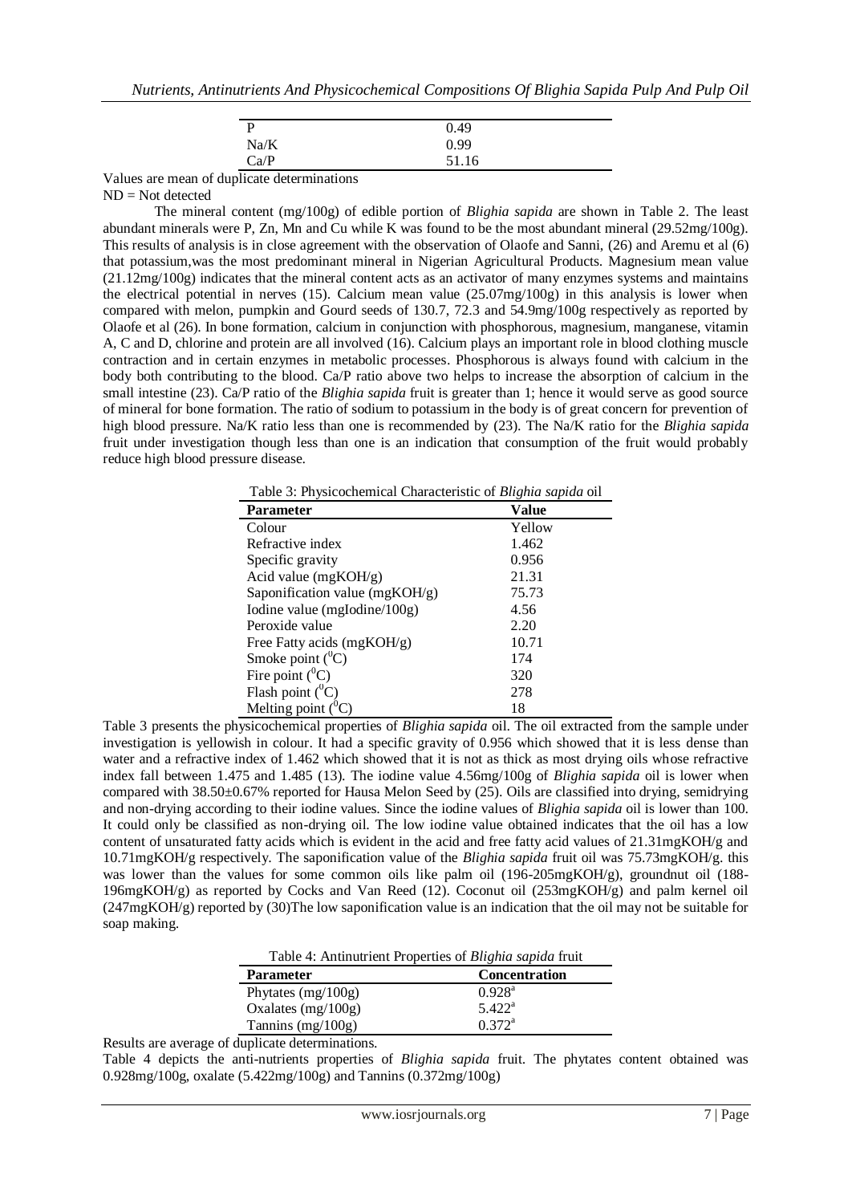| | |
|---|---|
| P | 0.49 |
| Na/K | 0.99 |
| Ca/P | 51.16 |

Values are mean of duplicate determinations
ND = Not detected

The mineral content (mg/100g) of edible portion of *Blighia sapida* are shown in Table 2. The least abundant minerals were P, Zn, Mn and Cu while K was found to be the most abundant mineral (29.52mg/100g). This results of analysis is in close agreement with the observation of Olaofe and Sanni, (26) and Aremu et al (6) that potassium,was the most predominant mineral in Nigerian Agricultural Products. Magnesium mean value (21.12mg/100g) indicates that the mineral content acts as an activator of many enzymes systems and maintains the electrical potential in nerves (15). Calcium mean value (25.07mg/100g) in this analysis is lower when compared with melon, pumpkin and Gourd seeds of 130.7, 72.3 and 54.9mg/100g respectively as reported by Olaofe et al (26). In bone formation, calcium in conjunction with phosphorous, magnesium, manganese, vitamin A, C and D, chlorine and protein are all involved (16). Calcium plays an important role in blood clothing muscle contraction and in certain enzymes in metabolic processes. Phosphorous is always found with calcium in the body both contributing to the blood. Ca/P ratio above two helps to increase the absorption of calcium in the small intestine (23). Ca/P ratio of the *Blighia sapida* fruit is greater than 1; hence it would serve as good source of mineral for bone formation. The ratio of sodium to potassium in the body is of great concern for prevention of high blood pressure. Na/K ratio less than one is recommended by (23). The Na/K ratio for the *Blighia sapida* fruit under investigation though less than one is an indication that consumption of the fruit would probably reduce high blood pressure disease.

Table 3: Physicochemical Characteristic of *Blighia sapida* oil

| Parameter | Value |
|---|---|
| Colour | Yellow |
| Refractive index | 1.462 |
| Specific gravity | 0.956 |
| Acid value (mgKOH/g) | 21.31 |
| Saponification value (mgKOH/g) | 75.73 |
| Iodine value (mgIodine/100g) | 4.56 |
| Peroxide value | 2.20 |
| Free Fatty acids (mgKOH/g) | 10.71 |
| Smoke point ($^0$C) | 174 |
| Fire point ($^0$C) | 320 |
| Flash point ($^0$C) | 278 |
| Melting point ($^0$C) | 18 |

Table 3 presents the physicochemical properties of *Blighia sapida* oil. The oil extracted from the sample under investigation is yellowish in colour. It had a specific gravity of 0.956 which showed that it is less dense than water and a refractive index of 1.462 which showed that it is not as thick as most drying oils whose refractive index fall between 1.475 and 1.485 (13). The iodine value 4.56mg/100g of *Blighia sapida* oil is lower when compared with 38.50±0.67% reported for Hausa Melon Seed by (25). Oils are classified into drying, semidrying and non-drying according to their iodine values. Since the iodine values of *Blighia sapida* oil is lower than 100. It could only be classified as non-drying oil. The low iodine value obtained indicates that the oil has a low content of unsaturated fatty acids which is evident in the acid and free fatty acid values of 21.31mgKOH/g and 10.71mgKOH/g respectively. The saponification value of the *Blighia sapida* fruit oil was 75.73mgKOH/g. this was lower than the values for some common oils like palm oil (196-205mgKOH/g), groundnut oil (188-196mgKOH/g) as reported by Cocks and Van Reed (12). Coconut oil (253mgKOH/g) and palm kernel oil (247mgKOH/g) reported by (30)The low saponification value is an indication that the oil may not be suitable for soap making.

Table 4: Antinutrient Properties of *Blighia sapida* fruit

| Parameter | Concentration |
|---|---|
| Phytates (mg/100g) | 0.928[a] |
| Oxalates (mg/100g) | 5.422[a] |
| Tannins (mg/100g) | 0.372[a] |

Results are average of duplicate determinations.

Table 4 depicts the anti-nutrients properties of *Blighia sapida* fruit. The phytates content obtained was 0.928mg/100g, oxalate (5.422mg/100g) and Tannins (0.372mg/100g)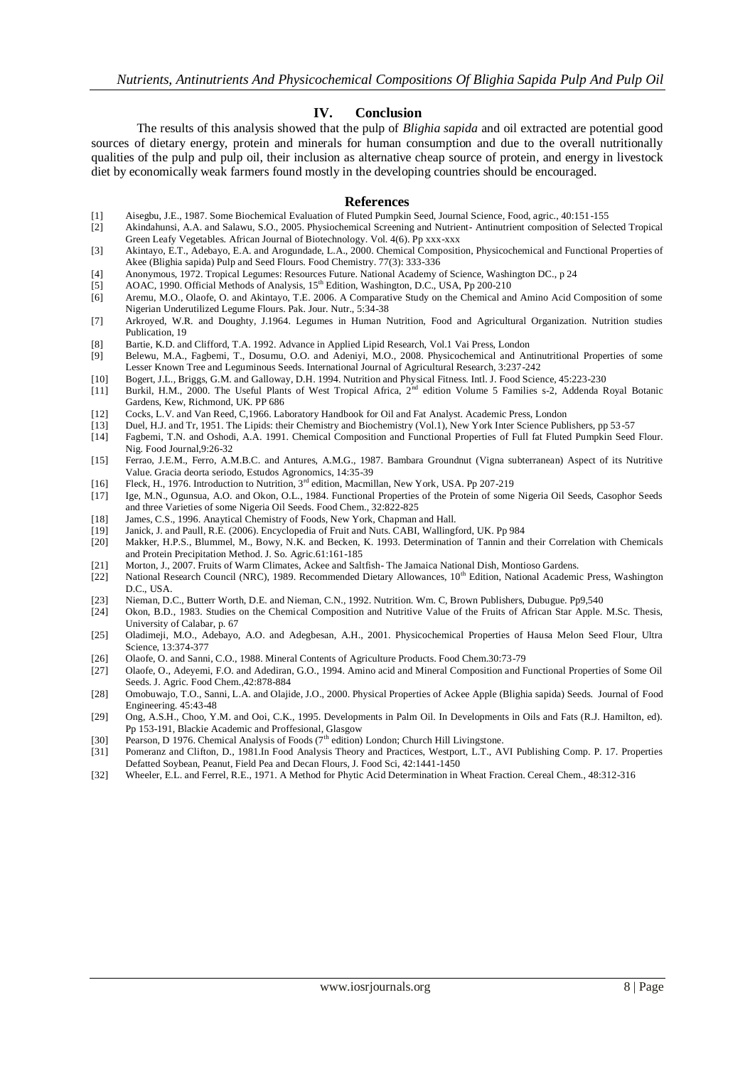## IV. Conclusion

The results of this analysis showed that the pulp of *Blighia sapida* and oil extracted are potential good sources of dietary energy, protein and minerals for human consumption and due to the overall nutritionally qualities of the pulp and pulp oil, their inclusion as alternative cheap source of protein, and energy in livestock diet by economically weak farmers found mostly in the developing countries should be encouraged.

## References

[1] Aisegbu, J.E., 1987. Some Biochemical Evaluation of Fluted Pumpkin Seed, Journal Science, Food, agric., 40:151-155

[2] Akindahunsi, A.A. and Salawu, S.O., 2005. Physiochemical Screening and Nutrient- Antinutrient composition of Selected Tropical Green Leafy Vegetables. African Journal of Biotechnology. Vol. 4(6). Pp xxx-xxx

[3] Akintayo, E.T., Adebayo, E.A. and Arogundade, L.A., 2000. Chemical Composition, Physicochemical and Functional Properties of Akee (Blighia sapida) Pulp and Seed Flours. Food Chemistry. 77(3): 333-336

[4] Anonymous, 1972. Tropical Legumes: Resources Future. National Academy of Science, Washington DC., p 24

[5] AOAC, 1990. Official Methods of Analysis, 15th Edition, Washington, D.C., USA, Pp 200-210

[6] Aremu, M.O., Olaofe, O. and Akintayo, T.E. 2006. A Comparative Study on the Chemical and Amino Acid Composition of some Nigerian Underutilized Legume Flours. Pak. Jour. Nutr., 5:34-38

[7] Arkroyed, W.R. and Doughty, J.1964. Legumes in Human Nutrition, Food and Agricultural Organization. Nutrition studies Publication, 19

[8] Bartie, K.D. and Clifford, T.A. 1992. Advance in Applied Lipid Research, Vol.1 Vai Press, London

[9] Belewu, M.A., Fagbemi, T., Dosumu, O.O. and Adeniyi, M.O., 2008. Physicochemical and Antinutritional Properties of some Lesser Known Tree and Leguminous Seeds. International Journal of Agricultural Research, 3:237-242

[10] Bogert, J.L., Briggs, G.M. and Galloway, D.H. 1994. Nutrition and Physical Fitness. Intl. J. Food Science, 45:223-230

[11] Burkil, H.M., 2000. The Useful Plants of West Tropical Africa, 2nd edition Volume 5 Families s-2, Addenda Royal Botanic Gardens, Kew, Richmond, UK. PP 686

[12] Cocks, L.V. and Van Reed, C,1966. Laboratory Handbook for Oil and Fat Analyst. Academic Press, London

[13] Duel, H.J. and Tr, 1951. The Lipids: their Chemistry and Biochemistry (Vol.1), New York Inter Science Publishers, pp 53-57

[14] Fagbemi, T.N. and Oshodi, A.A. 1991. Chemical Composition and Functional Properties of Full fat Fluted Pumpkin Seed Flour. Nig. Food Journal,9:26-32

[15] Ferrao, J.E.M., Ferro, A.M.B.C. and Antures, A.M.G., 1987. Bambara Groundnut (Vigna subterranean) Aspect of its Nutritive Value. Gracia deorta seriodo, Estudos Agronomics, 14:35-39

[16] Fleck, H., 1976. Introduction to Nutrition, 3rd edition, Macmillan, New York, USA. Pp 207-219

[17] Ige, M.N., Ogunsua, A.O. and Okon, O.L., 1984. Functional Properties of the Protein of some Nigeria Oil Seeds, Casophor Seeds and three Varieties of some Nigeria Oil Seeds. Food Chem., 32:822-825

[18] James, C.S., 1996. Anaytical Chemistry of Foods, New York, Chapman and Hall.

[19] Janick, J. and Paull, R.E. (2006). Encyclopedia of Fruit and Nuts. CABI, Wallingford, UK. Pp 984

[20] Makker, H.P.S., Blummel, M., Bowy, N.K. and Becken, K. 1993. Determination of Tannin and their Correlation with Chemicals and Protein Precipitation Method. J. So. Agric.61:161-185

[21] Morton, J., 2007. Fruits of Warm Climates, Ackee and Saltfish- The Jamaica National Dish, Montioso Gardens.

[22] National Research Council (NRC), 1989. Recommended Dietary Allowances, 10th Edition, National Academic Press, Washington D.C., USA.

[23] Nieman, D.C., Butterr Worth, D.E. and Nieman, C.N., 1992. Nutrition. Wm. C, Brown Publishers, Dubugue. Pp9,540

[24] Okon, B.D., 1983. Studies on the Chemical Composition and Nutritive Value of the Fruits of African Star Apple. M.Sc. Thesis, University of Calabar, p. 67

[25] Oladimeji, M.O., Adebayo, A.O. and Adegbesan, A.H., 2001. Physicochemical Properties of Hausa Melon Seed Flour, Ultra Science, 13:374-377

[26] Olaofe, O. and Sanni, C.O., 1988. Mineral Contents of Agriculture Products. Food Chem.30:73-79

[27] Olaofe, O., Adeyemi, F.O. and Adediran, G.O., 1994. Amino acid and Mineral Composition and Functional Properties of Some Oil Seeds. J. Agric. Food Chem.,42:878-884

[28] Omobuwajo, T.O., Sanni, L.A. and Olajide, J.O., 2000. Physical Properties of Ackee Apple (Blighia sapida) Seeds. Journal of Food Engineering. 45:43-48

[29] Ong, A.S.H., Choo, Y.M. and Ooi, C.K., 1995. Developments in Palm Oil. In Developments in Oils and Fats (R.J. Hamilton, ed). Pp 153-191, Blackie Academic and Proffesional, Glasgow

[30] Pearson, D 1976. Chemical Analysis of Foods (7th edition) London; Church Hill Livingstone.

[31] Pomeranz and Clifton, D., 1981.In Food Analysis Theory and Practices, Westport, L.T., AVI Publishing Comp. P. 17. Properties Defatted Soybean, Peanut, Field Pea and Decan Flours, J. Food Sci, 42:1441-1450

[32] Wheeler, E.L. and Ferrel, R.E., 1971. A Method for Phytic Acid Determination in Wheat Fraction. Cereal Chem., 48:312-316